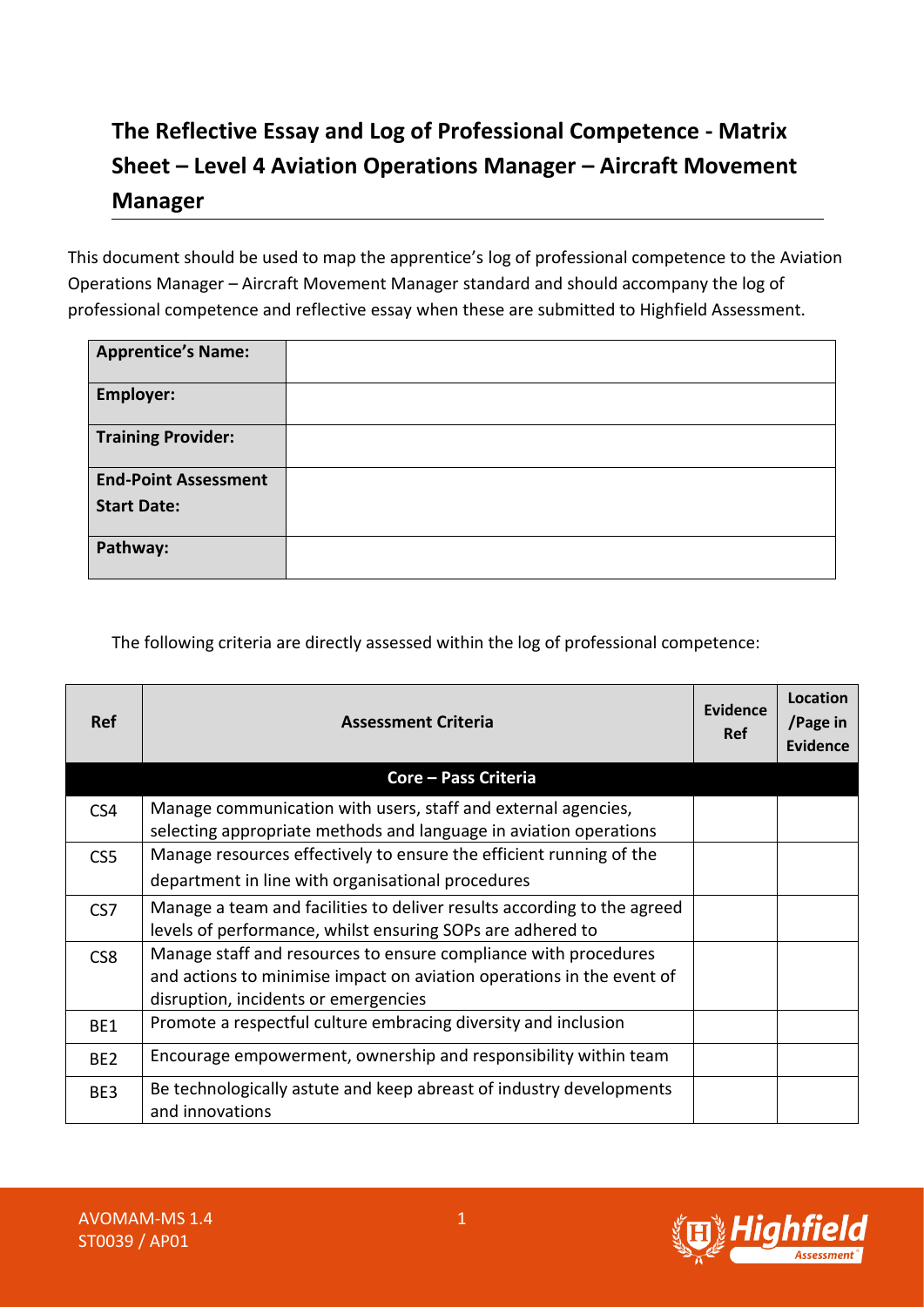# The Reflective Essay and Log of Professional Competence - Matrix Sheet – Level 4 Aviation Operations Manager – Aircraft Movement Manager

This document should be used to map the apprentice's log of professional competence to the Aviation Operations Manager – Aircraft Movement Manager standard and should accompany the log of professional competence and reflective essay when these are submitted to Highfield Assessment.

| | |
|---|---|
| **Apprentice's Name:** | |
| **Employer:** | |
| **Training Provider:** | |
| **End-Point Assessment Start Date:** | |
| **Pathway:** | |

The following criteria are directly assessed within the log of professional competence:

| Ref | Assessment Criteria | Evidence Ref | Location /Page in Evidence |
|---|---|---|---|
| | **Core – Pass Criteria** | | |
| CS4 | Manage communication with users, staff and external agencies, selecting appropriate methods and language in aviation operations | | |
| CS5 | Manage resources effectively to ensure the efficient running of the department in line with organisational procedures | | |
| CS7 | Manage a team and facilities to deliver results according to the agreed levels of performance, whilst ensuring SOPs are adhered to | | |
| CS8 | Manage staff and resources to ensure compliance with procedures and actions to minimise impact on aviation operations in the event of disruption, incidents or emergencies | | |
| BE1 | Promote a respectful culture embracing diversity and inclusion | | |
| BE2 | Encourage empowerment, ownership and responsibility within team | | |
| BE3 | Be technologically astute and keep abreast of industry developments and innovations | | |

AVOMAM-MS 1.4
ST0039 / AP01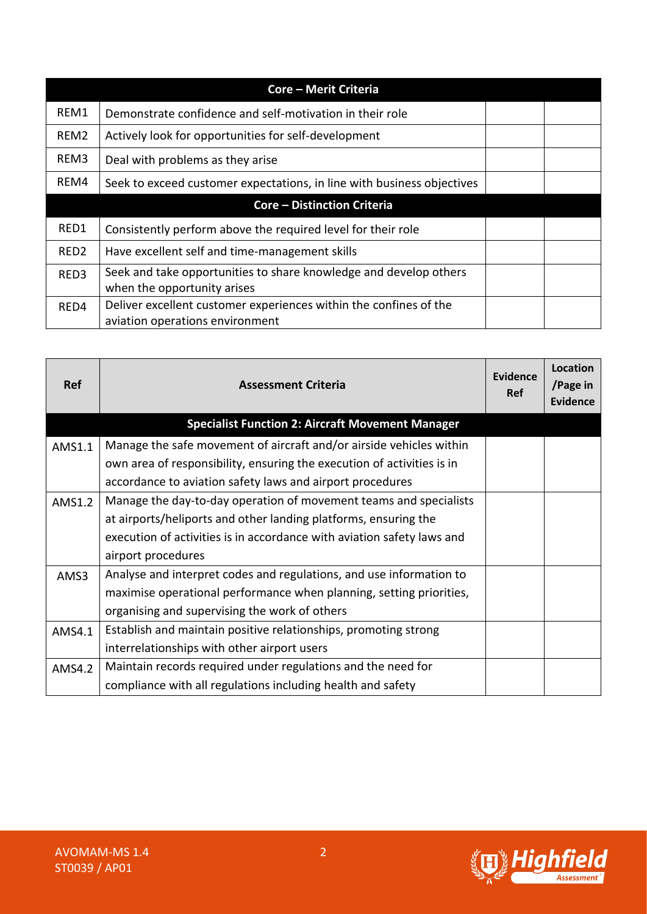| | | | |
|---|---|---|---|
| **Core – Merit Criteria** | | | |
| REM1 | Demonstrate confidence and self-motivation in their role | | |
| REM2 | Actively look for opportunities for self-development | | |
| REM3 | Deal with problems as they arise | | |
| REM4 | Seek to exceed customer expectations, in line with business objectives | | |
| **Core – Distinction Criteria** | | | |
| RED1 | Consistently perform above the required level for their role | | |
| RED2 | Have excellent self and time-management skills | | |
| RED3 | Seek and take opportunities to share knowledge and develop others when the opportunity arises | | |
| RED4 | Deliver excellent customer experiences within the confines of the aviation operations environment | | |

| Ref | Assessment Criteria | Evidence Ref | Location /Page in Evidence |
|---|---|---|---|
| **Specialist Function 2: Aircraft Movement Manager** | | | |
| AMS1.1 | Manage the safe movement of aircraft and/or airside vehicles within own area of responsibility, ensuring the execution of activities is in accordance to aviation safety laws and airport procedures | | |
| AMS1.2 | Manage the day-to-day operation of movement teams and specialists at airports/heliports and other landing platforms, ensuring the execution of activities is in accordance with aviation safety laws and airport procedures | | |
| AMS3 | Analyse and interpret codes and regulations, and use information to maximise operational performance when planning, setting priorities, organising and supervising the work of others | | |
| AMS4.1 | Establish and maintain positive relationships, promoting strong interrelationships with other airport users | | |
| AMS4.2 | Maintain records required under regulations and the need for compliance with all regulations including health and safety | | |

AVOMAM-MS 1.4
ST0039 / AP01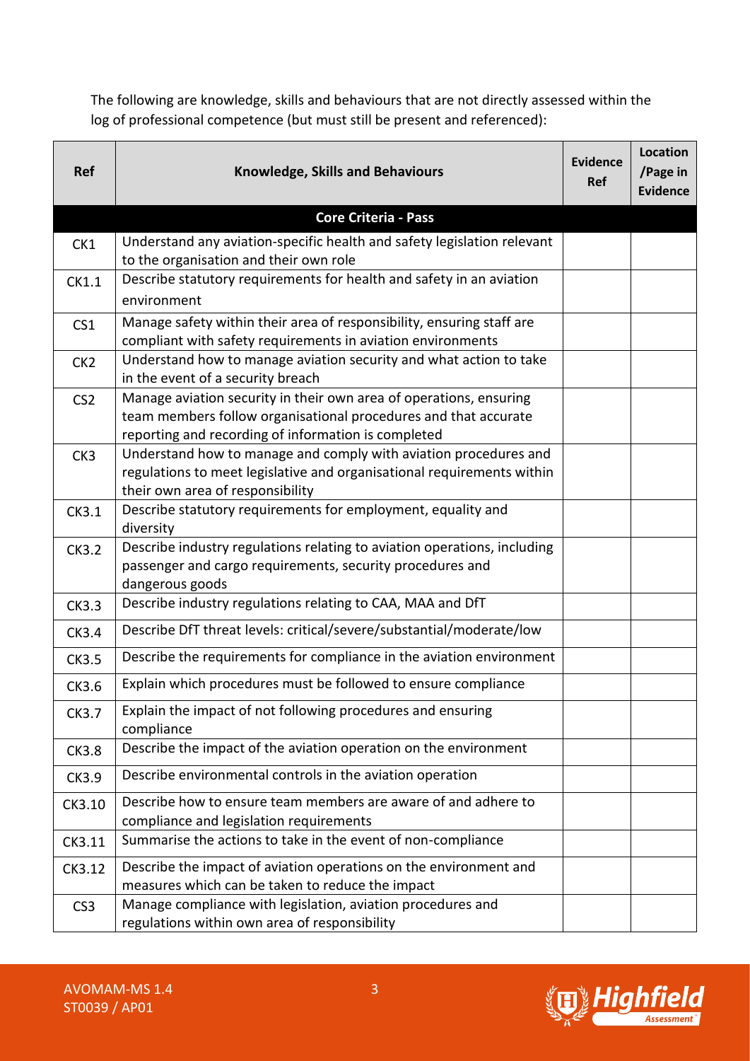The following are knowledge, skills and behaviours that are not directly assessed within the log of professional competence (but must still be present and referenced):

| Ref | Knowledge, Skills and Behaviours | Evidence Ref | Location /Page in Evidence |
|---|---|---|---|
| | **Core Criteria - Pass** | | |
| CK1 | Understand any aviation-specific health and safety legislation relevant to the organisation and their own role | | |
| CK1.1 | Describe statutory requirements for health and safety in an aviation environment | | |
| CS1 | Manage safety within their area of responsibility, ensuring staff are compliant with safety requirements in aviation environments | | |
| CK2 | Understand how to manage aviation security and what action to take in the event of a security breach | | |
| CS2 | Manage aviation security in their own area of operations, ensuring team members follow organisational procedures and that accurate reporting and recording of information is completed | | |
| CK3 | Understand how to manage and comply with aviation procedures and regulations to meet legislative and organisational requirements within their own area of responsibility | | |
| CK3.1 | Describe statutory requirements for employment, equality and diversity | | |
| CK3.2 | Describe industry regulations relating to aviation operations, including passenger and cargo requirements, security procedures and dangerous goods | | |
| CK3.3 | Describe industry regulations relating to CAA, MAA and DfT | | |
| CK3.4 | Describe DfT threat levels: critical/severe/substantial/moderate/low | | |
| CK3.5 | Describe the requirements for compliance in the aviation environment | | |
| CK3.6 | Explain which procedures must be followed to ensure compliance | | |
| CK3.7 | Explain the impact of not following procedures and ensuring compliance | | |
| CK3.8 | Describe the impact of the aviation operation on the environment | | |
| CK3.9 | Describe environmental controls in the aviation operation | | |
| CK3.10 | Describe how to ensure team members are aware of and adhere to compliance and legislation requirements | | |
| CK3.11 | Summarise the actions to take in the event of non-compliance | | |
| CK3.12 | Describe the impact of aviation operations on the environment and measures which can be taken to reduce the impact | | |
| CS3 | Manage compliance with legislation, aviation procedures and regulations within own area of responsibility | | |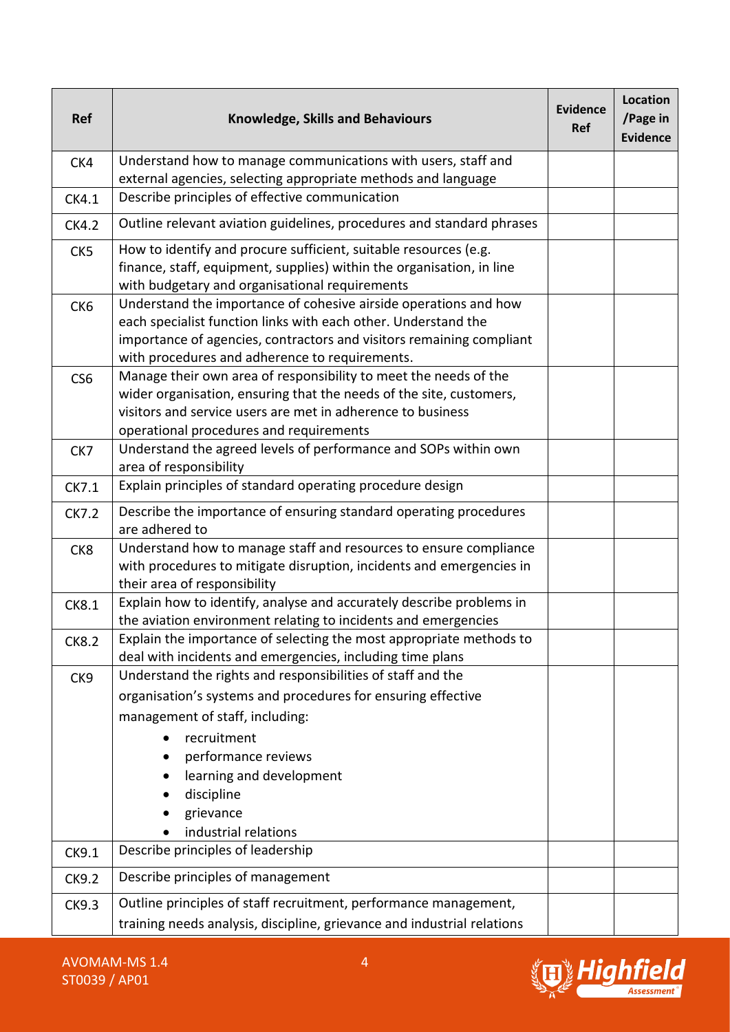| Ref | Knowledge, Skills and Behaviours | Evidence Ref | Location /Page in Evidence |
|---|---|---|---|
| CK4 | Understand how to manage communications with users, staff and external agencies, selecting appropriate methods and language | | |
| CK4.1 | Describe principles of effective communication | | |
| CK4.2 | Outline relevant aviation guidelines, procedures and standard phrases | | |
| CK5 | How to identify and procure sufficient, suitable resources (e.g. finance, staff, equipment, supplies) within the organisation, in line with budgetary and organisational requirements | | |
| CK6 | Understand the importance of cohesive airside operations and how each specialist function links with each other. Understand the importance of agencies, contractors and visitors remaining compliant with procedures and adherence to requirements. | | |
| CS6 | Manage their own area of responsibility to meet the needs of the wider organisation, ensuring that the needs of the site, customers, visitors and service users are met in adherence to business operational procedures and requirements | | |
| CK7 | Understand the agreed levels of performance and SOPs within own area of responsibility | | |
| CK7.1 | Explain principles of standard operating procedure design | | |
| CK7.2 | Describe the importance of ensuring standard operating procedures are adhered to | | |
| CK8 | Understand how to manage staff and resources to ensure compliance with procedures to mitigate disruption, incidents and emergencies in their area of responsibility | | |
| CK8.1 | Explain how to identify, analyse and accurately describe problems in the aviation environment relating to incidents and emergencies | | |
| CK8.2 | Explain the importance of selecting the most appropriate methods to deal with incidents and emergencies, including time plans | | |
| CK9 | Understand the rights and responsibilities of staff and the organisation's systems and procedures for ensuring effective management of staff, including: <br>• recruitment <br>• performance reviews <br>• learning and development <br>• discipline <br>• grievance <br>• industrial relations | | |
| CK9.1 | Describe principles of leadership | | |
| CK9.2 | Describe principles of management | | |
| CK9.3 | Outline principles of staff recruitment, performance management, training needs analysis, discipline, grievance and industrial relations | | |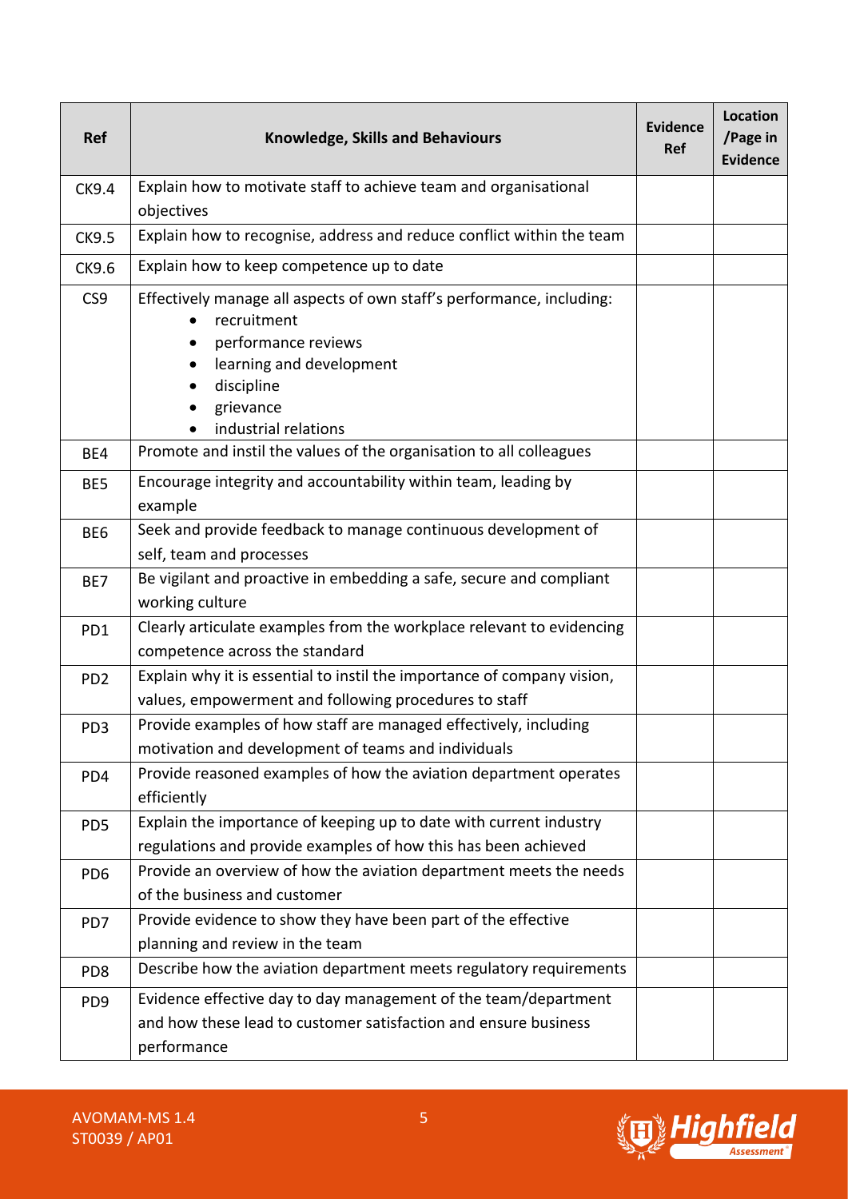| Ref | Knowledge, Skills and Behaviours | Evidence Ref | Location /Page in Evidence |
|---|---|---|---|
| CK9.4 | Explain how to motivate staff to achieve team and organisational objectives | | |
| CK9.5 | Explain how to recognise, address and reduce conflict within the team | | |
| CK9.6 | Explain how to keep competence up to date | | |
| CS9 | Effectively manage all aspects of own staff's performance, including: <br>• recruitment <br>• performance reviews <br>• learning and development <br>• discipline <br>• grievance <br>• industrial relations | | |
| BE4 | Promote and instil the values of the organisation to all colleagues | | |
| BE5 | Encourage integrity and accountability within team, leading by example | | |
| BE6 | Seek and provide feedback to manage continuous development of self, team and processes | | |
| BE7 | Be vigilant and proactive in embedding a safe, secure and compliant working culture | | |
| PD1 | Clearly articulate examples from the workplace relevant to evidencing competence across the standard | | |
| PD2 | Explain why it is essential to instil the importance of company vision, values, empowerment and following procedures to staff | | |
| PD3 | Provide examples of how staff are managed effectively, including motivation and development of teams and individuals | | |
| PD4 | Provide reasoned examples of how the aviation department operates efficiently | | |
| PD5 | Explain the importance of keeping up to date with current industry regulations and provide examples of how this has been achieved | | |
| PD6 | Provide an overview of how the aviation department meets the needs of the business and customer | | |
| PD7 | Provide evidence to show they have been part of the effective planning and review in the team | | |
| PD8 | Describe how the aviation department meets regulatory requirements | | |
| PD9 | Evidence effective day to day management of the team/department and how these lead to customer satisfaction and ensure business performance | | |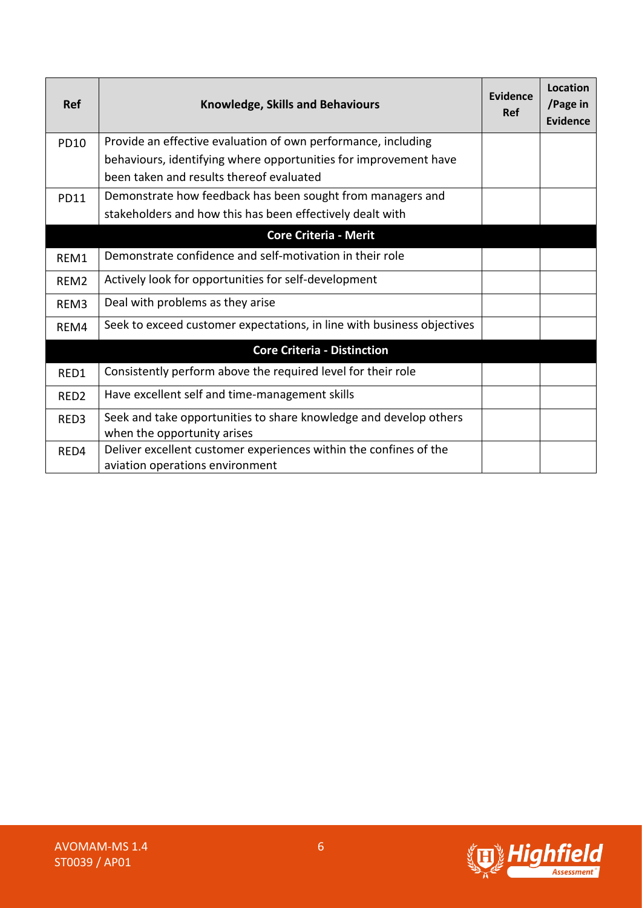| Ref | Knowledge, Skills and Behaviours | Evidence Ref | Location /Page in Evidence |
|---|---|---|---|
| PD10 | Provide an effective evaluation of own performance, including behaviours, identifying where opportunities for improvement have been taken and results thereof evaluated | | |
| PD11 | Demonstrate how feedback has been sought from managers and stakeholders and how this has been effectively dealt with | | |
| | **Core Criteria - Merit** | | |
| REM1 | Demonstrate confidence and self-motivation in their role | | |
| REM2 | Actively look for opportunities for self-development | | |
| REM3 | Deal with problems as they arise | | |
| REM4 | Seek to exceed customer expectations, in line with business objectives | | |
| | **Core Criteria - Distinction** | | |
| RED1 | Consistently perform above the required level for their role | | |
| RED2 | Have excellent self and time-management skills | | |
| RED3 | Seek and take opportunities to share knowledge and develop others when the opportunity arises | | |
| RED4 | Deliver excellent customer experiences within the confines of the aviation operations environment | | |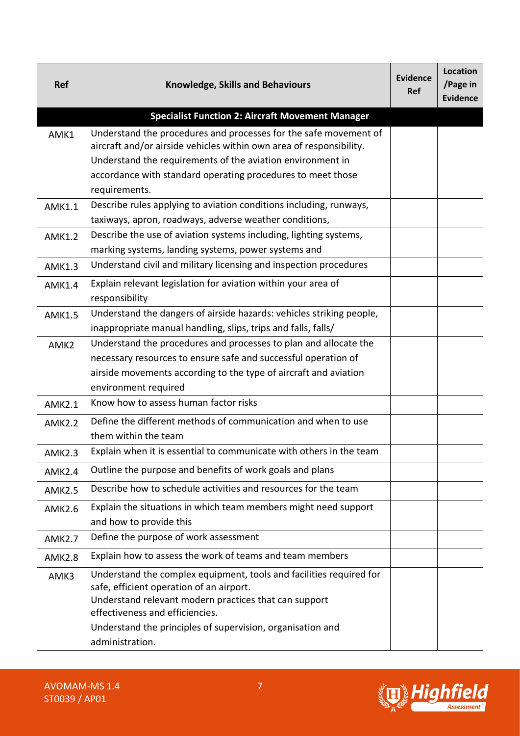| Ref | Knowledge, Skills and Behaviours | Evidence Ref | Location /Page in Evidence |
|---|---|---|---|
| | **Specialist Function 2: Aircraft Movement Manager** | | |
| AMK1 | Understand the procedures and processes for the safe movement of aircraft and/or airside vehicles within own area of responsibility. Understand the requirements of the aviation environment in accordance with standard operating procedures to meet those requirements. | | |
| AMK1.1 | Describe rules applying to aviation conditions including, runways, taxiways, apron, roadways, adverse weather conditions, | | |
| AMK1.2 | Describe the use of aviation systems including, lighting systems, marking systems, landing systems, power systems and | | |
| AMK1.3 | Understand civil and military licensing and inspection procedures | | |
| AMK1.4 | Explain relevant legislation for aviation within your area of responsibility | | |
| AMK1.5 | Understand the dangers of airside hazards: vehicles striking people, inappropriate manual handling, slips, trips and falls, falls/ | | |
| AMK2 | Understand the procedures and processes to plan and allocate the necessary resources to ensure safe and successful operation of airside movements according to the type of aircraft and aviation environment required | | |
| AMK2.1 | Know how to assess human factor risks | | |
| AMK2.2 | Define the different methods of communication and when to use them within the team | | |
| AMK2.3 | Explain when it is essential to communicate with others in the team | | |
| AMK2.4 | Outline the purpose and benefits of work goals and plans | | |
| AMK2.5 | Describe how to schedule activities and resources for the team | | |
| AMK2.6 | Explain the situations in which team members might need support and how to provide this | | |
| AMK2.7 | Define the purpose of work assessment | | |
| AMK2.8 | Explain how to assess the work of teams and team members | | |
| AMK3 | Understand the complex equipment, tools and facilities required for safe, efficient operation of an airport. Understand relevant modern practices that can support effectiveness and efficiencies. Understand the principles of supervision, organisation and administration. | | |

AVOMAM-MS 1.4
ST0039 / AP01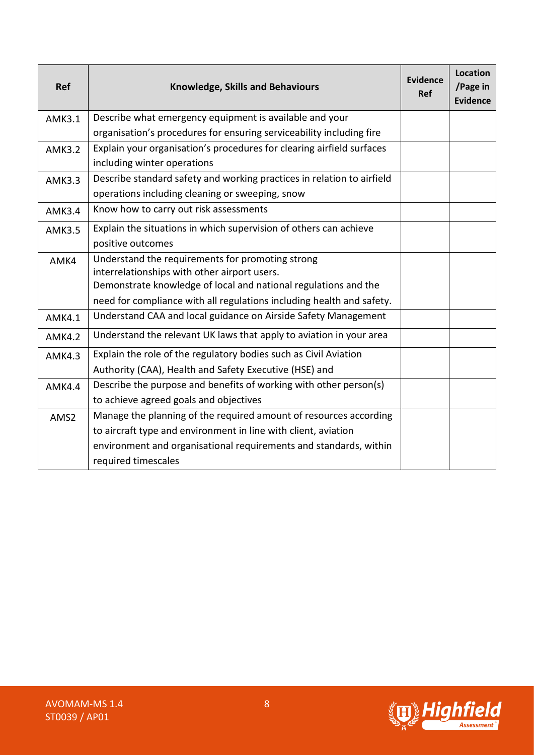| Ref | Knowledge, Skills and Behaviours | Evidence Ref | Location /Page in Evidence |
|---|---|---|---|
| AMK3.1 | Describe what emergency equipment is available and your organisation's procedures for ensuring serviceability including fire | | |
| AMK3.2 | Explain your organisation's procedures for clearing airfield surfaces including winter operations | | |
| AMK3.3 | Describe standard safety and working practices in relation to airfield operations including cleaning or sweeping, snow | | |
| AMK3.4 | Know how to carry out risk assessments | | |
| AMK3.5 | Explain the situations in which supervision of others can achieve positive outcomes | | |
| AMK4 | Understand the requirements for promoting strong interrelationships with other airport users. Demonstrate knowledge of local and national regulations and the need for compliance with all regulations including health and safety. | | |
| AMK4.1 | Understand CAA and local guidance on Airside Safety Management | | |
| AMK4.2 | Understand the relevant UK laws that apply to aviation in your area | | |
| AMK4.3 | Explain the role of the regulatory bodies such as Civil Aviation Authority (CAA), Health and Safety Executive (HSE) and | | |
| AMK4.4 | Describe the purpose and benefits of working with other person(s) to achieve agreed goals and objectives | | |
| AMS2 | Manage the planning of the required amount of resources according to aircraft type and environment in line with client, aviation environment and organisational requirements and standards, within required timescales | | |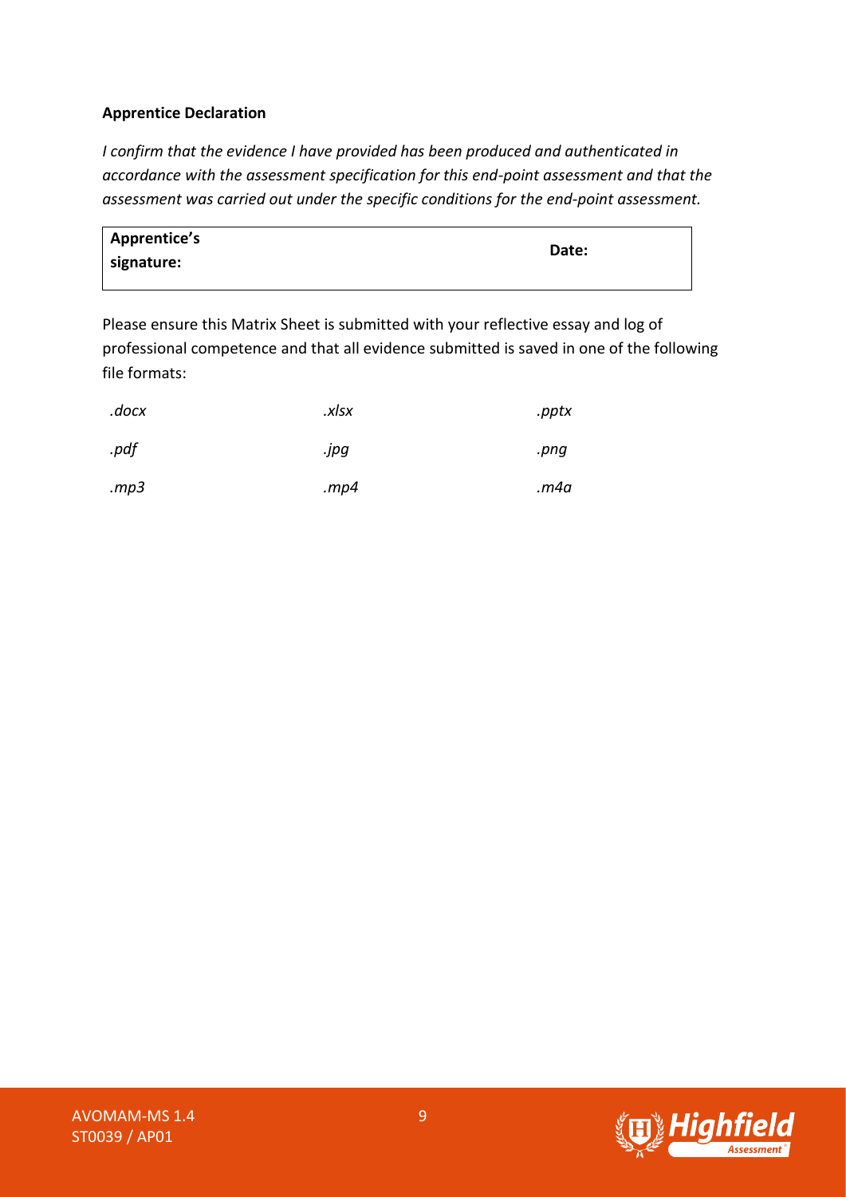**Apprentice Declaration**

*I confirm that the evidence I have provided has been produced and authenticated in accordance with the assessment specification for this end-point assessment and that the assessment was carried out under the specific conditions for the end-point assessment.*

| | | | |
|---|---|---|---|
| **Apprentice's signature:** | | **Date:** | |

Please ensure this Matrix Sheet is submitted with your reflective essay and log of professional competence and that all evidence submitted is saved in one of the following file formats:

| | | |
|---|---|---|
| *.docx* | *.xlsx* | *.pptx* |
| *.pdf* | *.jpg* | *.png* |
| *.mp3* | *.mp4* | *.m4a* |

AVOMAM-MS 1.4
ST0039 / AP01